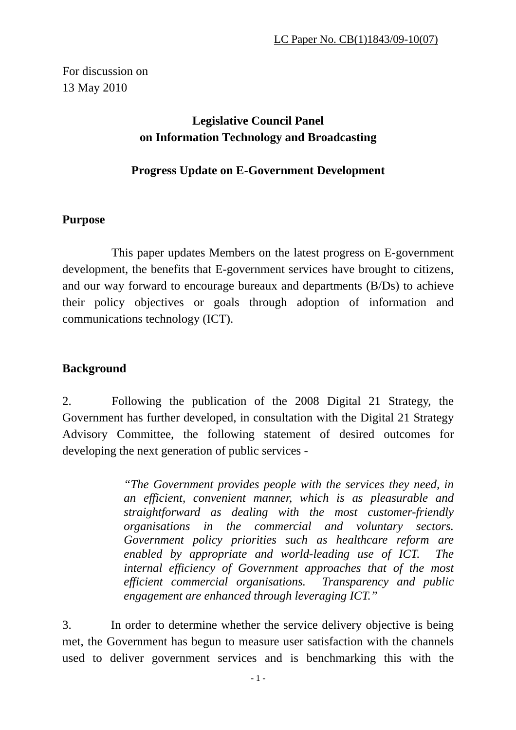LC Paper No. CB(1)1843/09-10(07)

For discussion on
13 May 2010

**Legislative Council Panel**
**on Information Technology and Broadcasting**

**Progress Update on E-Government Development**

## Purpose

This paper updates Members on the latest progress on E-government development, the benefits that E-government services have brought to citizens, and our way forward to encourage bureaux and departments (B/Ds) to achieve their policy objectives or goals through adoption of information and communications technology (ICT).

## Background

2. Following the publication of the 2008 Digital 21 Strategy, the Government has further developed, in consultation with the Digital 21 Strategy Advisory Committee, the following statement of desired outcomes for developing the next generation of public services -

> *"The Government provides people with the services they need, in an efficient, convenient manner, which is as pleasurable and straightforward as dealing with the most customer-friendly organisations in the commercial and voluntary sectors. Government policy priorities such as healthcare reform are enabled by appropriate and world-leading use of ICT. The internal efficiency of Government approaches that of the most efficient commercial organisations. Transparency and public engagement are enhanced through leveraging ICT."*

3. In order to determine whether the service delivery objective is being met, the Government has begun to measure user satisfaction with the channels used to deliver government services and is benchmarking this with the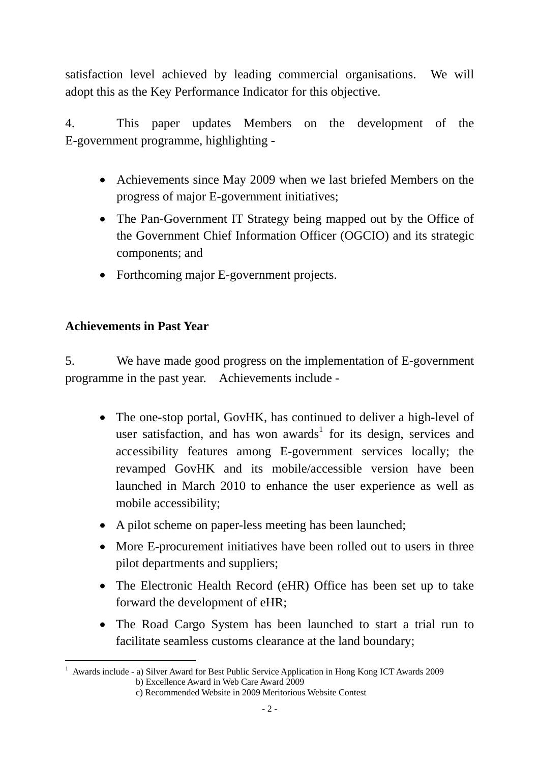satisfaction level achieved by leading commercial organisations. We will adopt this as the Key Performance Indicator for this objective.

4. This paper updates Members on the development of the E-government programme, highlighting -

- Achievements since May 2009 when we last briefed Members on the progress of major E-government initiatives;
- The Pan-Government IT Strategy being mapped out by the Office of the Government Chief Information Officer (OGCIO) and its strategic components; and
- Forthcoming major E-government projects.

**Achievements in Past Year**

5. We have made good progress on the implementation of E-government programme in the past year. Achievements include -

- The one-stop portal, GovHK, has continued to deliver a high-level of user satisfaction, and has won awards[1] for its design, services and accessibility features among E-government services locally; the revamped GovHK and its mobile/accessible version have been launched in March 2010 to enhance the user experience as well as mobile accessibility;
- A pilot scheme on paper-less meeting has been launched;
- More E-procurement initiatives have been rolled out to users in three pilot departments and suppliers;
- The Electronic Health Record (eHR) Office has been set up to take forward the development of eHR;
- The Road Cargo System has been launched to start a trial run to facilitate seamless customs clearance at the land boundary;

---

[1] Awards include - a) Silver Award for Best Public Service Application in Hong Kong ICT Awards 2009
b) Excellence Award in Web Care Award 2009
c) Recommended Website in 2009 Meritorious Website Contest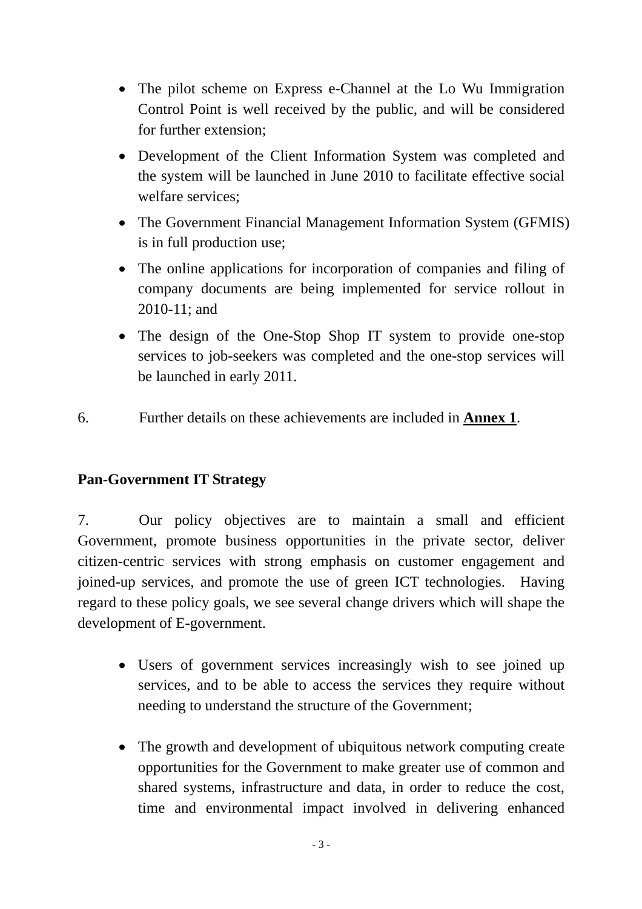- The pilot scheme on Express e-Channel at the Lo Wu Immigration Control Point is well received by the public, and will be considered for further extension;
- Development of the Client Information System was completed and the system will be launched in June 2010 to facilitate effective social welfare services;
- The Government Financial Management Information System (GFMIS) is in full production use;
- The online applications for incorporation of companies and filing of company documents are being implemented for service rollout in 2010-11; and
- The design of the One-Stop Shop IT system to provide one-stop services to job-seekers was completed and the one-stop services will be launched in early 2011.

6. Further details on these achievements are included in **Annex 1**.

**Pan-Government IT Strategy**

7. Our policy objectives are to maintain a small and efficient Government, promote business opportunities in the private sector, deliver citizen-centric services with strong emphasis on customer engagement and joined-up services, and promote the use of green ICT technologies. Having regard to these policy goals, we see several change drivers which will shape the development of E-government.

- Users of government services increasingly wish to see joined up services, and to be able to access the services they require without needing to understand the structure of the Government;
- The growth and development of ubiquitous network computing create opportunities for the Government to make greater use of common and shared systems, infrastructure and data, in order to reduce the cost, time and environmental impact involved in delivering enhanced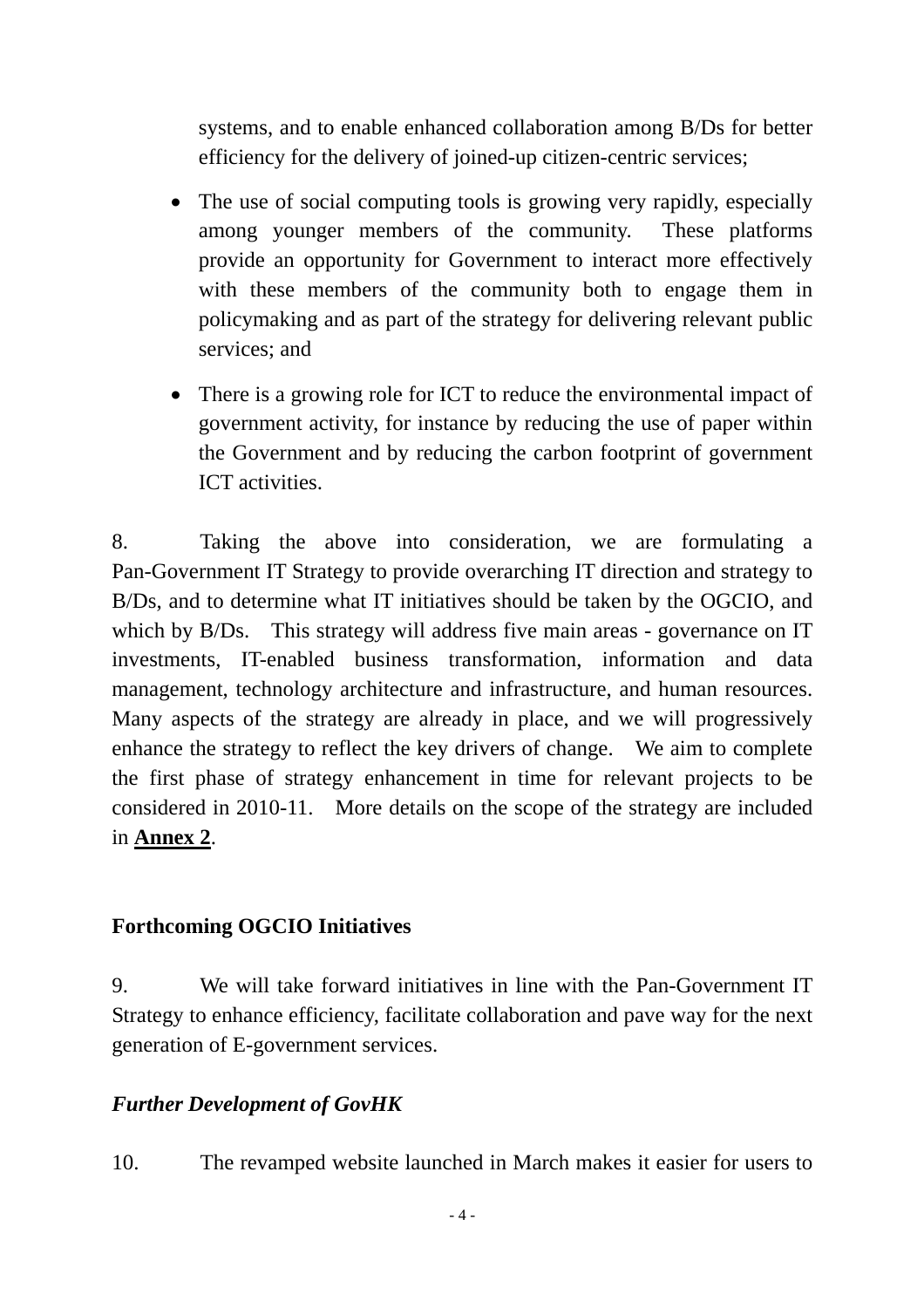systems, and to enable enhanced collaboration among B/Ds for better efficiency for the delivery of joined-up citizen-centric services;

- The use of social computing tools is growing very rapidly, especially among younger members of the community. These platforms provide an opportunity for Government to interact more effectively with these members of the community both to engage them in policymaking and as part of the strategy for delivering relevant public services; and

- There is a growing role for ICT to reduce the environmental impact of government activity, for instance by reducing the use of paper within the Government and by reducing the carbon footprint of government ICT activities.

8. Taking the above into consideration, we are formulating a Pan-Government IT Strategy to provide overarching IT direction and strategy to B/Ds, and to determine what IT initiatives should be taken by the OGCIO, and which by B/Ds. This strategy will address five main areas - governance on IT investments, IT-enabled business transformation, information and data management, technology architecture and infrastructure, and human resources. Many aspects of the strategy are already in place, and we will progressively enhance the strategy to reflect the key drivers of change. We aim to complete the first phase of strategy enhancement in time for relevant projects to be considered in 2010-11. More details on the scope of the strategy are included in **<u>Annex 2</u>**.

## Forthcoming OGCIO Initiatives

9. We will take forward initiatives in line with the Pan-Government IT Strategy to enhance efficiency, facilitate collaboration and pave way for the next generation of E-government services.

### *Further Development of GovHK*

10. The revamped website launched in March makes it easier for users to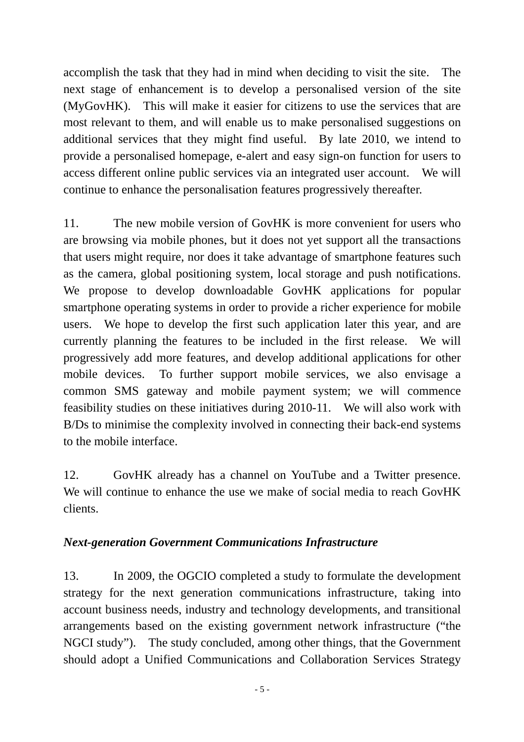accomplish the task that they had in mind when deciding to visit the site. The next stage of enhancement is to develop a personalised version of the site (MyGovHK). This will make it easier for citizens to use the services that are most relevant to them, and will enable us to make personalised suggestions on additional services that they might find useful. By late 2010, we intend to provide a personalised homepage, e-alert and easy sign-on function for users to access different online public services via an integrated user account. We will continue to enhance the personalisation features progressively thereafter.

11. The new mobile version of GovHK is more convenient for users who are browsing via mobile phones, but it does not yet support all the transactions that users might require, nor does it take advantage of smartphone features such as the camera, global positioning system, local storage and push notifications. We propose to develop downloadable GovHK applications for popular smartphone operating systems in order to provide a richer experience for mobile users. We hope to develop the first such application later this year, and are currently planning the features to be included in the first release. We will progressively add more features, and develop additional applications for other mobile devices. To further support mobile services, we also envisage a common SMS gateway and mobile payment system; we will commence feasibility studies on these initiatives during 2010-11. We will also work with B/Ds to minimise the complexity involved in connecting their back-end systems to the mobile interface.

12. GovHK already has a channel on YouTube and a Twitter presence. We will continue to enhance the use we make of social media to reach GovHK clients.

***Next-generation Government Communications Infrastructure***

13. In 2009, the OGCIO completed a study to formulate the development strategy for the next generation communications infrastructure, taking into account business needs, industry and technology developments, and transitional arrangements based on the existing government network infrastructure ("the NGCI study"). The study concluded, among other things, that the Government should adopt a Unified Communications and Collaboration Services Strategy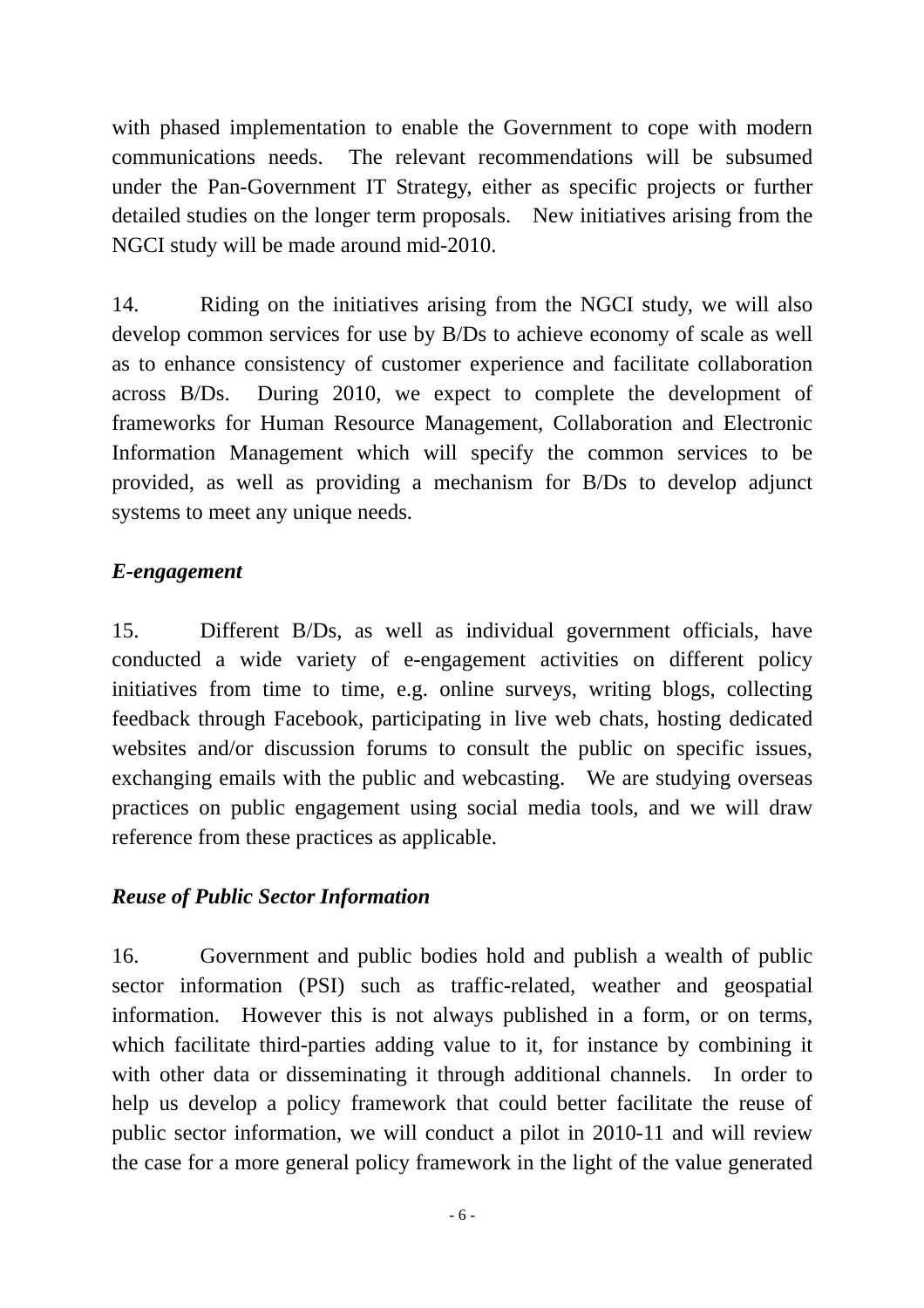with phased implementation to enable the Government to cope with modern communications needs. The relevant recommendations will be subsumed under the Pan-Government IT Strategy, either as specific projects or further detailed studies on the longer term proposals. New initiatives arising from the NGCI study will be made around mid-2010.

14. Riding on the initiatives arising from the NGCI study, we will also develop common services for use by B/Ds to achieve economy of scale as well as to enhance consistency of customer experience and facilitate collaboration across B/Ds. During 2010, we expect to complete the development of frameworks for Human Resource Management, Collaboration and Electronic Information Management which will specify the common services to be provided, as well as providing a mechanism for B/Ds to develop adjunct systems to meet any unique needs.

***E-engagement***

15. Different B/Ds, as well as individual government officials, have conducted a wide variety of e-engagement activities on different policy initiatives from time to time, e.g. online surveys, writing blogs, collecting feedback through Facebook, participating in live web chats, hosting dedicated websites and/or discussion forums to consult the public on specific issues, exchanging emails with the public and webcasting. We are studying overseas practices on public engagement using social media tools, and we will draw reference from these practices as applicable.

***Reuse of Public Sector Information***

16. Government and public bodies hold and publish a wealth of public sector information (PSI) such as traffic-related, weather and geospatial information. However this is not always published in a form, or on terms, which facilitate third-parties adding value to it, for instance by combining it with other data or disseminating it through additional channels. In order to help us develop a policy framework that could better facilitate the reuse of public sector information, we will conduct a pilot in 2010-11 and will review the case for a more general policy framework in the light of the value generated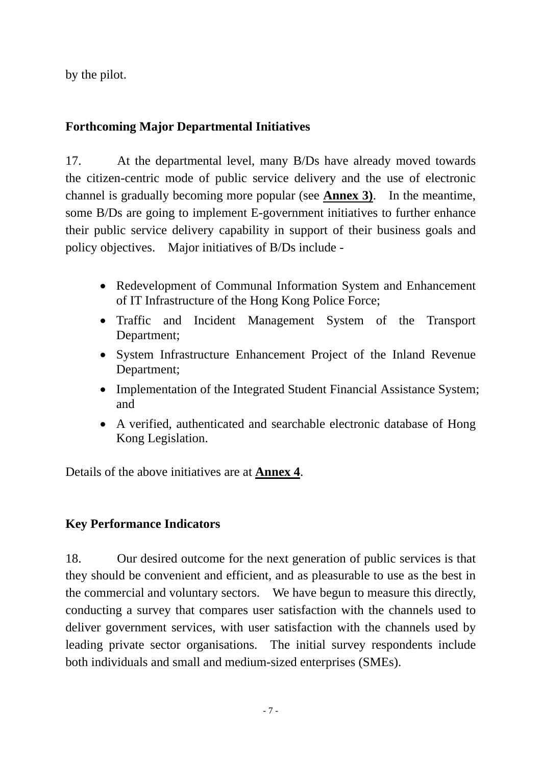by the pilot.

## Forthcoming Major Departmental Initiatives

17. At the departmental level, many B/Ds have already moved towards the citizen-centric mode of public service delivery and the use of electronic channel is gradually becoming more popular (see **Annex 3)**. In the meantime, some B/Ds are going to implement E-government initiatives to further enhance their public service delivery capability in support of their business goals and policy objectives. Major initiatives of B/Ds include -

- Redevelopment of Communal Information System and Enhancement of IT Infrastructure of the Hong Kong Police Force;
- Traffic and Incident Management System of the Transport Department;
- System Infrastructure Enhancement Project of the Inland Revenue Department;
- Implementation of the Integrated Student Financial Assistance System; and
- A verified, authenticated and searchable electronic database of Hong Kong Legislation.

Details of the above initiatives are at **Annex 4**.

## Key Performance Indicators

18. Our desired outcome for the next generation of public services is that they should be convenient and efficient, and as pleasurable to use as the best in the commercial and voluntary sectors. We have begun to measure this directly, conducting a survey that compares user satisfaction with the channels used to deliver government services, with user satisfaction with the channels used by leading private sector organisations. The initial survey respondents include both individuals and small and medium-sized enterprises (SMEs).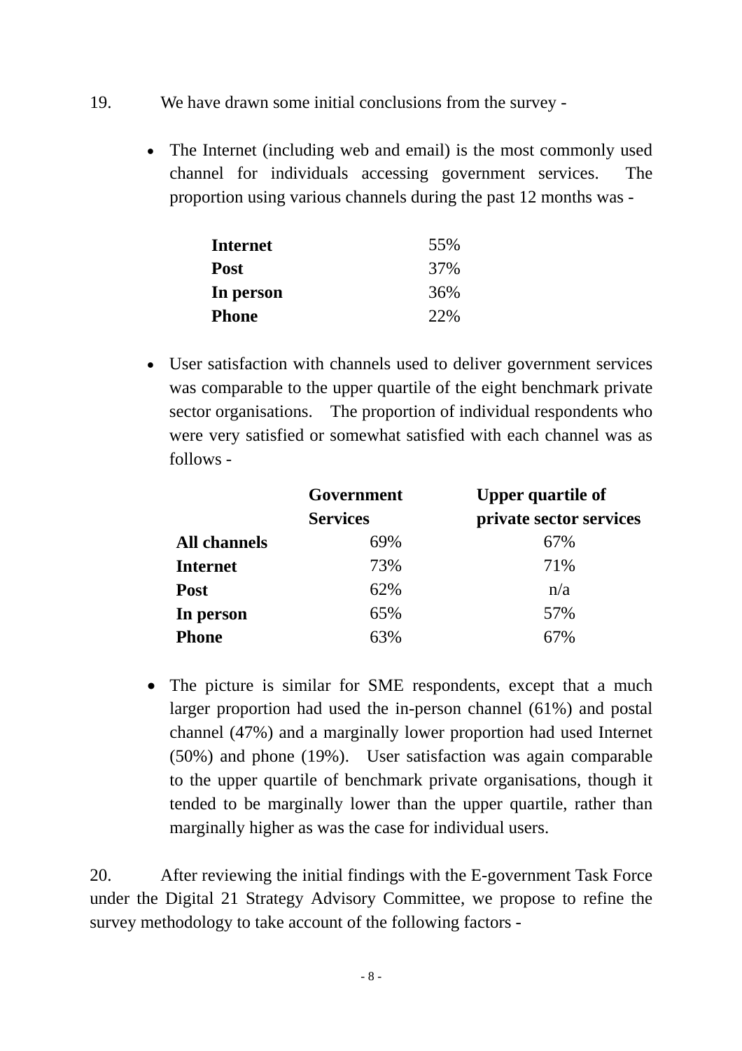19. We have drawn some initial conclusions from the survey -

- The Internet (including web and email) is the most commonly used channel for individuals accessing government services. The proportion using various channels during the past 12 months was -

| | |
|---|---|
| **Internet** | 55% |
| **Post** | 37% |
| **In person** | 36% |
| **Phone** | 22% |

- User satisfaction with channels used to deliver government services was comparable to the upper quartile of the eight benchmark private sector organisations. The proportion of individual respondents who were very satisfied or somewhat satisfied with each channel was as follows -

| | **Government Services** | **Upper quartile of private sector services** |
|---|---|---|
| **All channels** | 69% | 67% |
| **Internet** | 73% | 71% |
| **Post** | 62% | n/a |
| **In person** | 65% | 57% |
| **Phone** | 63% | 67% |

- The picture is similar for SME respondents, except that a much larger proportion had used the in-person channel (61%) and postal channel (47%) and a marginally lower proportion had used Internet (50%) and phone (19%). User satisfaction was again comparable to the upper quartile of benchmark private organisations, though it tended to be marginally lower than the upper quartile, rather than marginally higher as was the case for individual users.

20. After reviewing the initial findings with the E-government Task Force under the Digital 21 Strategy Advisory Committee, we propose to refine the survey methodology to take account of the following factors -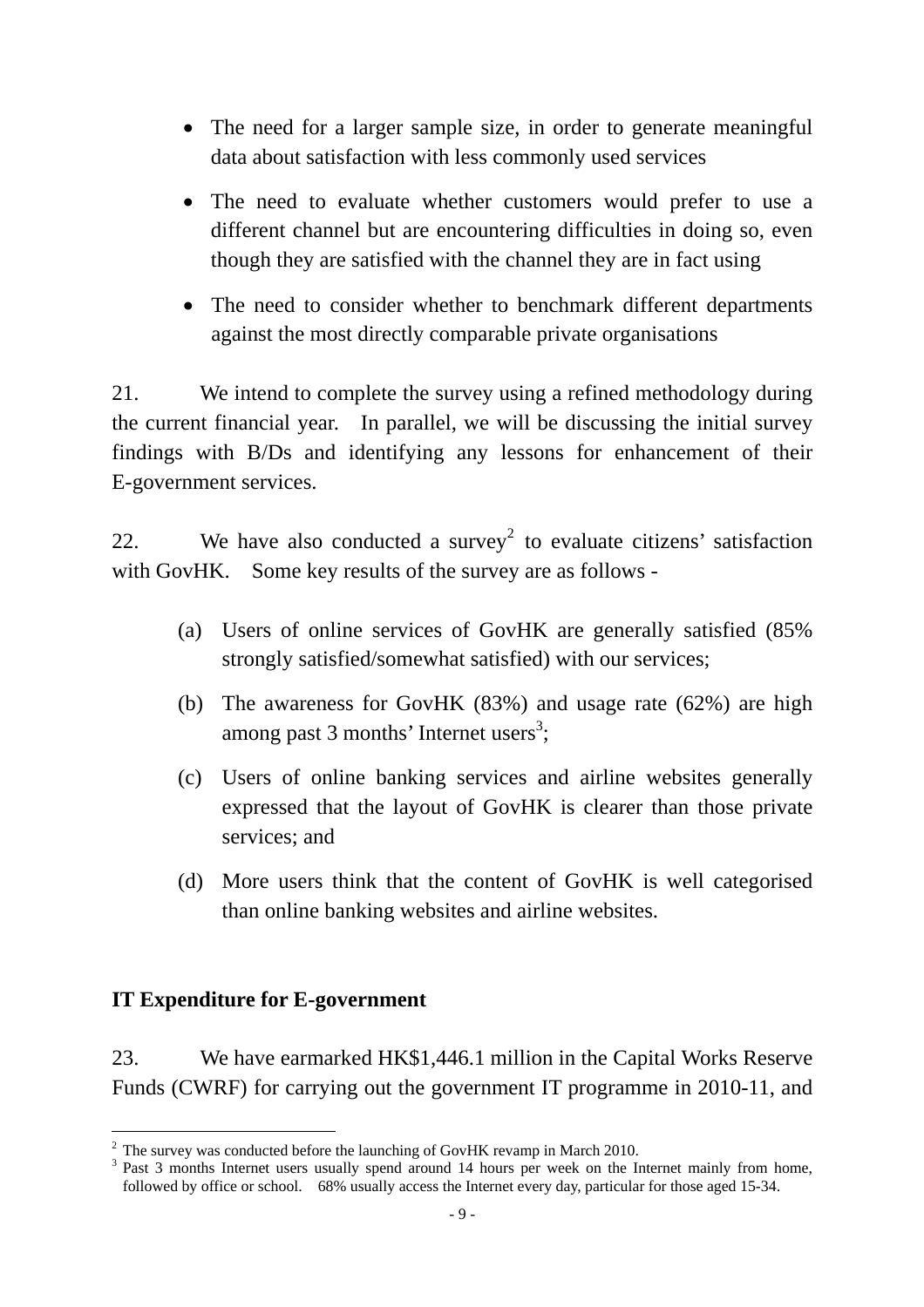- The need for a larger sample size, in order to generate meaningful data about satisfaction with less commonly used services
- The need to evaluate whether customers would prefer to use a different channel but are encountering difficulties in doing so, even though they are satisfied with the channel they are in fact using
- The need to consider whether to benchmark different departments against the most directly comparable private organisations

21. We intend to complete the survey using a refined methodology during the current financial year. In parallel, we will be discussing the initial survey findings with B/Ds and identifying any lessons for enhancement of their E-government services.

22. We have also conducted a survey[2] to evaluate citizens' satisfaction with GovHK. Some key results of the survey are as follows -

(a) Users of online services of GovHK are generally satisfied (85% strongly satisfied/somewhat satisfied) with our services;

(b) The awareness for GovHK (83%) and usage rate (62%) are high among past 3 months' Internet users[3];

(c) Users of online banking services and airline websites generally expressed that the layout of GovHK is clearer than those private services; and

(d) More users think that the content of GovHK is well categorised than online banking websites and airline websites.

## IT Expenditure for E-government

23. We have earmarked HK$1,446.1 million in the Capital Works Reserve Funds (CWRF) for carrying out the government IT programme in 2010-11, and

---

[2] The survey was conducted before the launching of GovHK revamp in March 2010.

[3] Past 3 months Internet users usually spend around 14 hours per week on the Internet mainly from home, followed by office or school. 68% usually access the Internet every day, particular for those aged 15-34.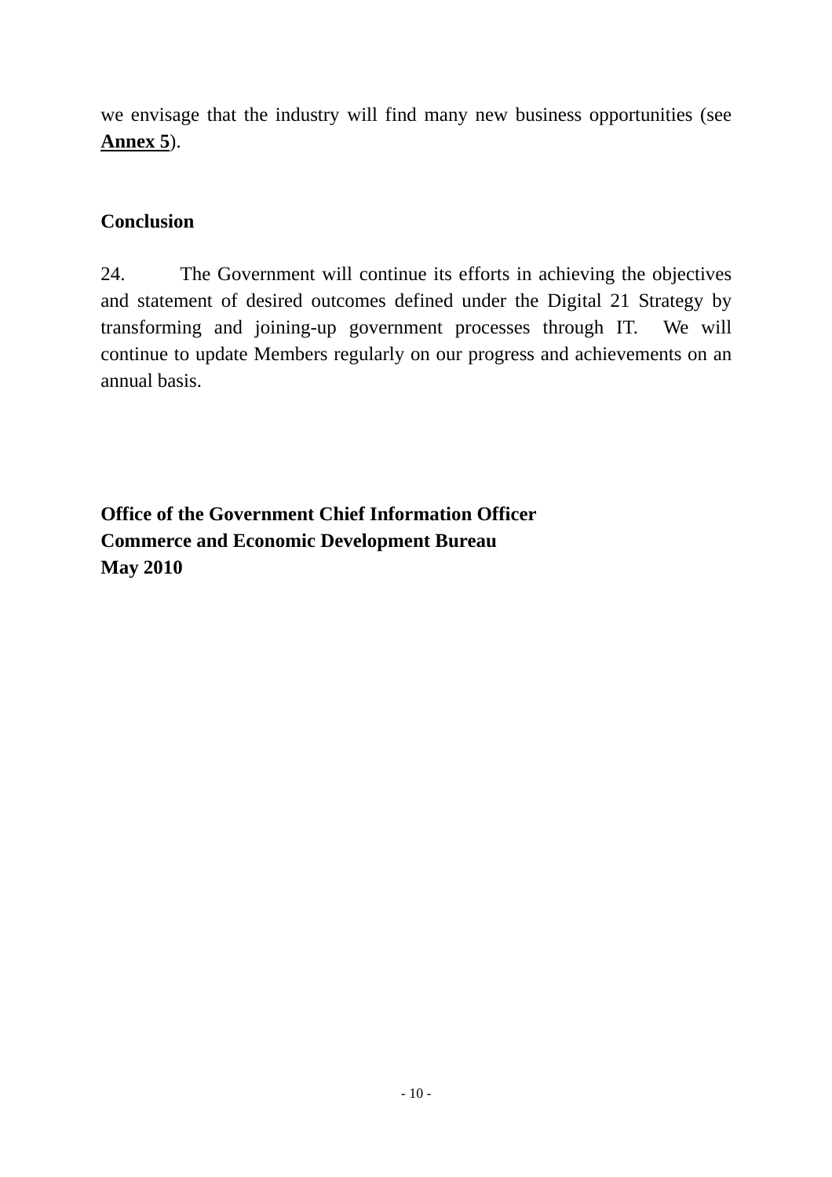we envisage that the industry will find many new business opportunities (see **Annex 5**).

## Conclusion

24. The Government will continue its efforts in achieving the objectives and statement of desired outcomes defined under the Digital 21 Strategy by transforming and joining-up government processes through IT. We will continue to update Members regularly on our progress and achievements on an annual basis.

**Office of the Government Chief Information Officer**
**Commerce and Economic Development Bureau**
**May 2010**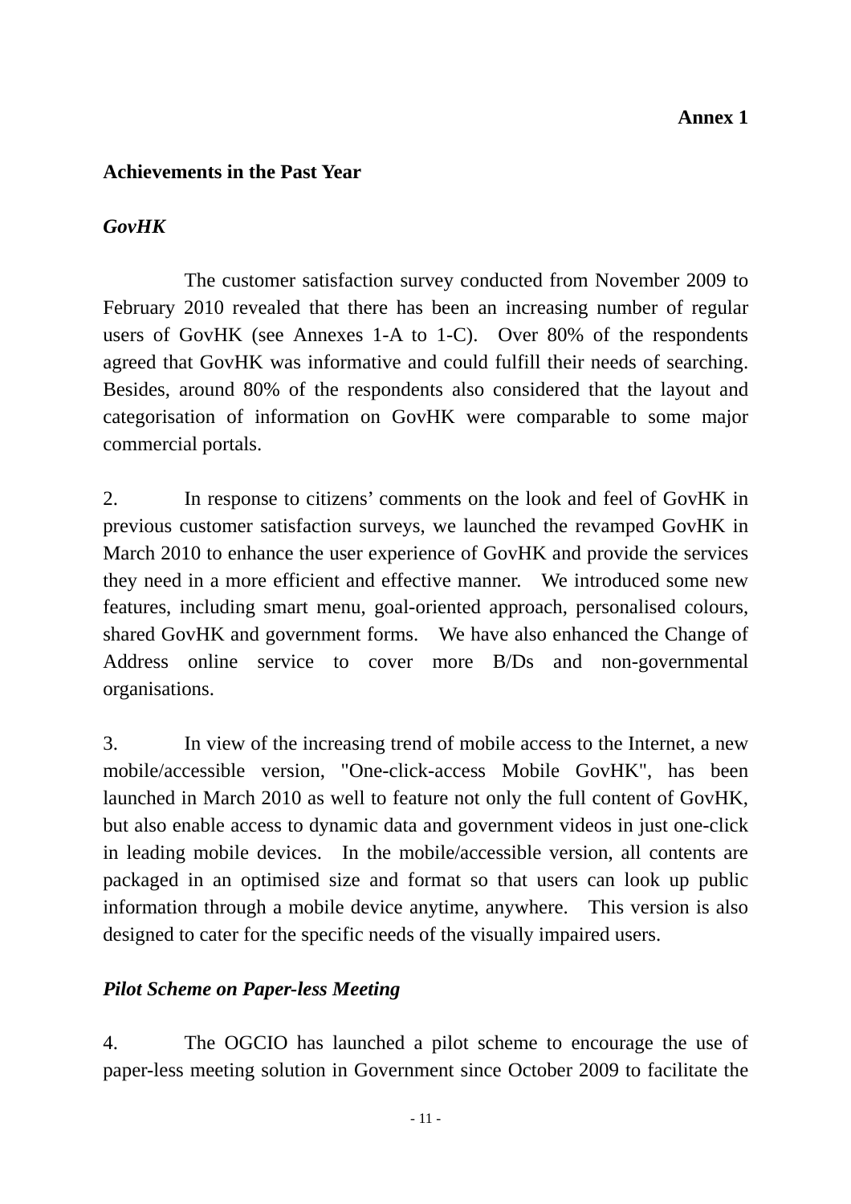**Annex 1**

## Achievements in the Past Year

### *GovHK*

The customer satisfaction survey conducted from November 2009 to February 2010 revealed that there has been an increasing number of regular users of GovHK (see Annexes 1-A to 1-C). Over 80% of the respondents agreed that GovHK was informative and could fulfill their needs of searching. Besides, around 80% of the respondents also considered that the layout and categorisation of information on GovHK were comparable to some major commercial portals.

2. In response to citizens' comments on the look and feel of GovHK in previous customer satisfaction surveys, we launched the revamped GovHK in March 2010 to enhance the user experience of GovHK and provide the services they need in a more efficient and effective manner. We introduced some new features, including smart menu, goal-oriented approach, personalised colours, shared GovHK and government forms. We have also enhanced the Change of Address online service to cover more B/Ds and non-governmental organisations.

3. In view of the increasing trend of mobile access to the Internet, a new mobile/accessible version, "One-click-access Mobile GovHK", has been launched in March 2010 as well to feature not only the full content of GovHK, but also enable access to dynamic data and government videos in just one-click in leading mobile devices. In the mobile/accessible version, all contents are packaged in an optimised size and format so that users can look up public information through a mobile device anytime, anywhere. This version is also designed to cater for the specific needs of the visually impaired users.

### *Pilot Scheme on Paper-less Meeting*

4. The OGCIO has launched a pilot scheme to encourage the use of paper-less meeting solution in Government since October 2009 to facilitate the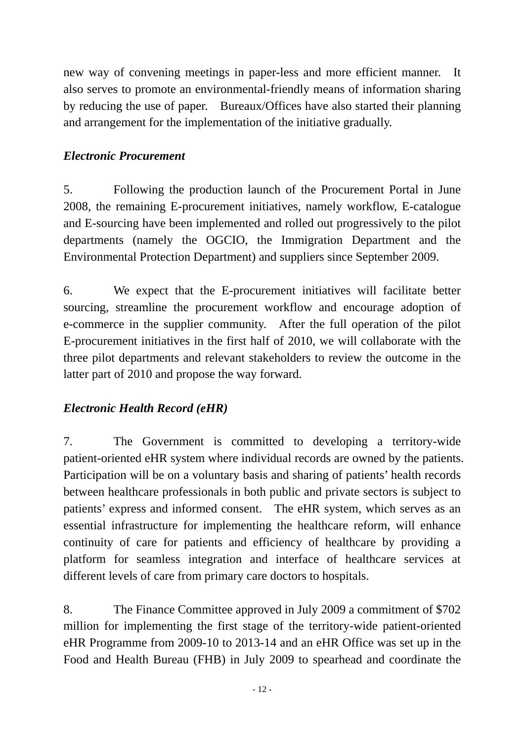new way of convening meetings in paper-less and more efficient manner. It also serves to promote an environmental-friendly means of information sharing by reducing the use of paper. Bureaux/Offices have also started their planning and arrangement for the implementation of the initiative gradually.

***Electronic Procurement***

5. Following the production launch of the Procurement Portal in June 2008, the remaining E-procurement initiatives, namely workflow, E-catalogue and E-sourcing have been implemented and rolled out progressively to the pilot departments (namely the OGCIO, the Immigration Department and the Environmental Protection Department) and suppliers since September 2009.

6. We expect that the E-procurement initiatives will facilitate better sourcing, streamline the procurement workflow and encourage adoption of e-commerce in the supplier community. After the full operation of the pilot E-procurement initiatives in the first half of 2010, we will collaborate with the three pilot departments and relevant stakeholders to review the outcome in the latter part of 2010 and propose the way forward.

***Electronic Health Record (eHR)***

7. The Government is committed to developing a territory-wide patient-oriented eHR system where individual records are owned by the patients. Participation will be on a voluntary basis and sharing of patients' health records between healthcare professionals in both public and private sectors is subject to patients' express and informed consent. The eHR system, which serves as an essential infrastructure for implementing the healthcare reform, will enhance continuity of care for patients and efficiency of healthcare by providing a platform for seamless integration and interface of healthcare services at different levels of care from primary care doctors to hospitals.

8. The Finance Committee approved in July 2009 a commitment of $702 million for implementing the first stage of the territory-wide patient-oriented eHR Programme from 2009-10 to 2013-14 and an eHR Office was set up in the Food and Health Bureau (FHB) in July 2009 to spearhead and coordinate the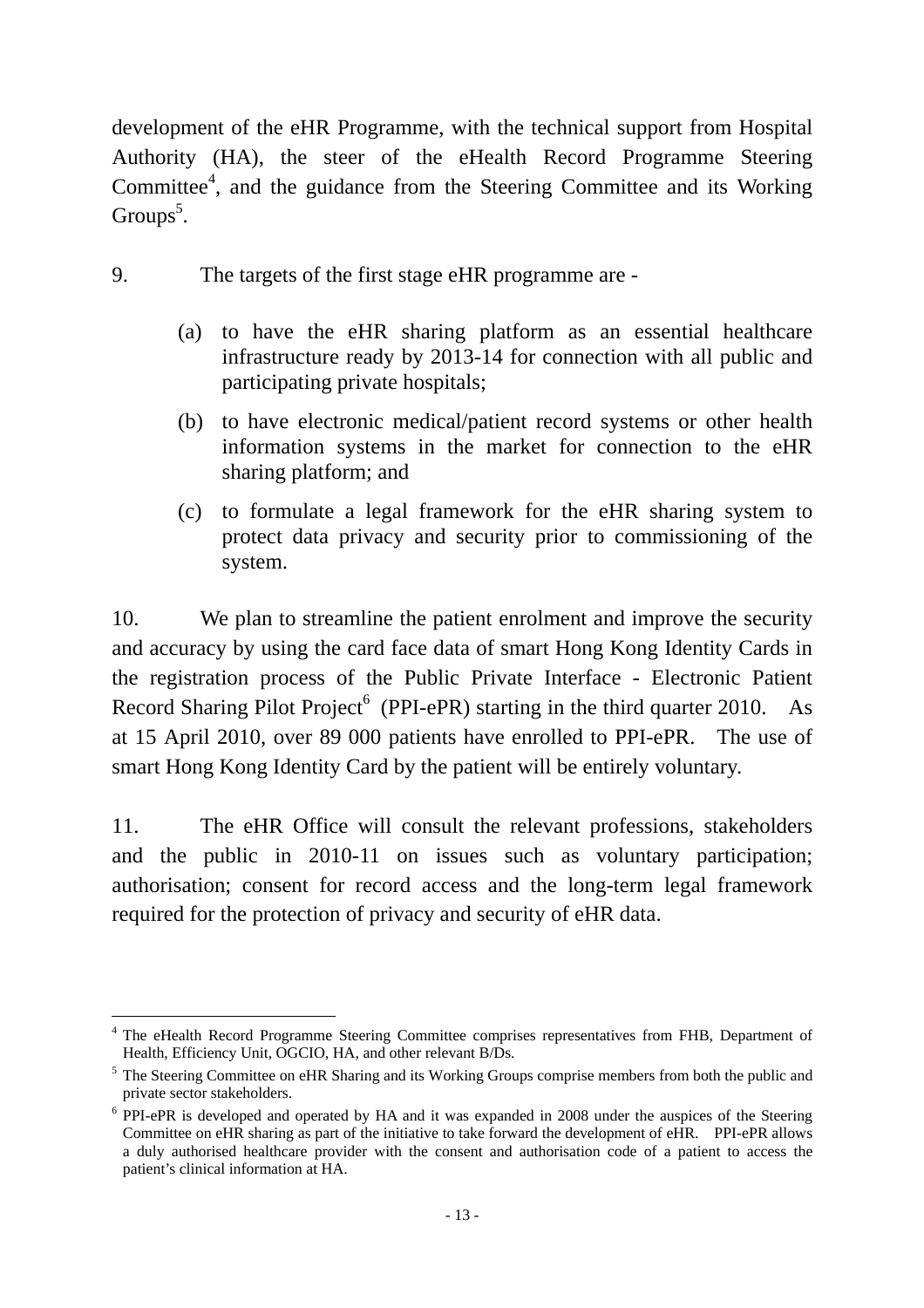development of the eHR Programme, with the technical support from Hospital Authority (HA), the steer of the eHealth Record Programme Steering Committee[4], and the guidance from the Steering Committee and its Working Groups[5].

9. The targets of the first stage eHR programme are -

(a) to have the eHR sharing platform as an essential healthcare infrastructure ready by 2013-14 for connection with all public and participating private hospitals;

(b) to have electronic medical/patient record systems or other health information systems in the market for connection to the eHR sharing platform; and

(c) to formulate a legal framework for the eHR sharing system to protect data privacy and security prior to commissioning of the system.

10. We plan to streamline the patient enrolment and improve the security and accuracy by using the card face data of smart Hong Kong Identity Cards in the registration process of the Public Private Interface - Electronic Patient Record Sharing Pilot Project[6] (PPI-ePR) starting in the third quarter 2010. As at 15 April 2010, over 89 000 patients have enrolled to PPI-ePR. The use of smart Hong Kong Identity Card by the patient will be entirely voluntary.

11. The eHR Office will consult the relevant professions, stakeholders and the public in 2010-11 on issues such as voluntary participation; authorisation; consent for record access and the long-term legal framework required for the protection of privacy and security of eHR data.

---

[4] The eHealth Record Programme Steering Committee comprises representatives from FHB, Department of Health, Efficiency Unit, OGCIO, HA, and other relevant B/Ds.

[5] The Steering Committee on eHR Sharing and its Working Groups comprise members from both the public and private sector stakeholders.

[6] PPI-ePR is developed and operated by HA and it was expanded in 2008 under the auspices of the Steering Committee on eHR sharing as part of the initiative to take forward the development of eHR. PPI-ePR allows a duly authorised healthcare provider with the consent and authorisation code of a patient to access the patient's clinical information at HA.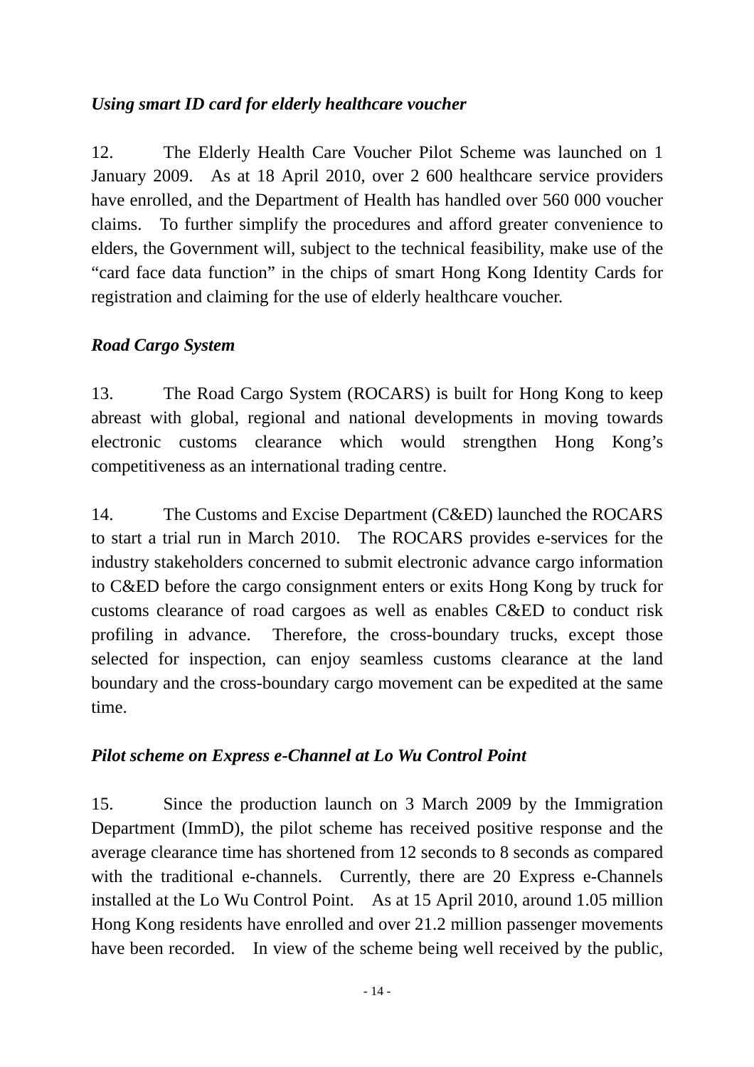*Using smart ID card for elderly healthcare voucher*

12. The Elderly Health Care Voucher Pilot Scheme was launched on 1 January 2009. As at 18 April 2010, over 2 600 healthcare service providers have enrolled, and the Department of Health has handled over 560 000 voucher claims. To further simplify the procedures and afford greater convenience to elders, the Government will, subject to the technical feasibility, make use of the "card face data function" in the chips of smart Hong Kong Identity Cards for registration and claiming for the use of elderly healthcare voucher.

***Road Cargo System***

13. The Road Cargo System (ROCARS) is built for Hong Kong to keep abreast with global, regional and national developments in moving towards electronic customs clearance which would strengthen Hong Kong's competitiveness as an international trading centre.

14. The Customs and Excise Department (C&ED) launched the ROCARS to start a trial run in March 2010. The ROCARS provides e-services for the industry stakeholders concerned to submit electronic advance cargo information to C&ED before the cargo consignment enters or exits Hong Kong by truck for customs clearance of road cargoes as well as enables C&ED to conduct risk profiling in advance. Therefore, the cross-boundary trucks, except those selected for inspection, can enjoy seamless customs clearance at the land boundary and the cross-boundary cargo movement can be expedited at the same time.

***Pilot scheme on Express e-Channel at Lo Wu Control Point***

15. Since the production launch on 3 March 2009 by the Immigration Department (ImmD), the pilot scheme has received positive response and the average clearance time has shortened from 12 seconds to 8 seconds as compared with the traditional e-channels. Currently, there are 20 Express e-Channels installed at the Lo Wu Control Point. As at 15 April 2010, around 1.05 million Hong Kong residents have enrolled and over 21.2 million passenger movements have been recorded. In view of the scheme being well received by the public,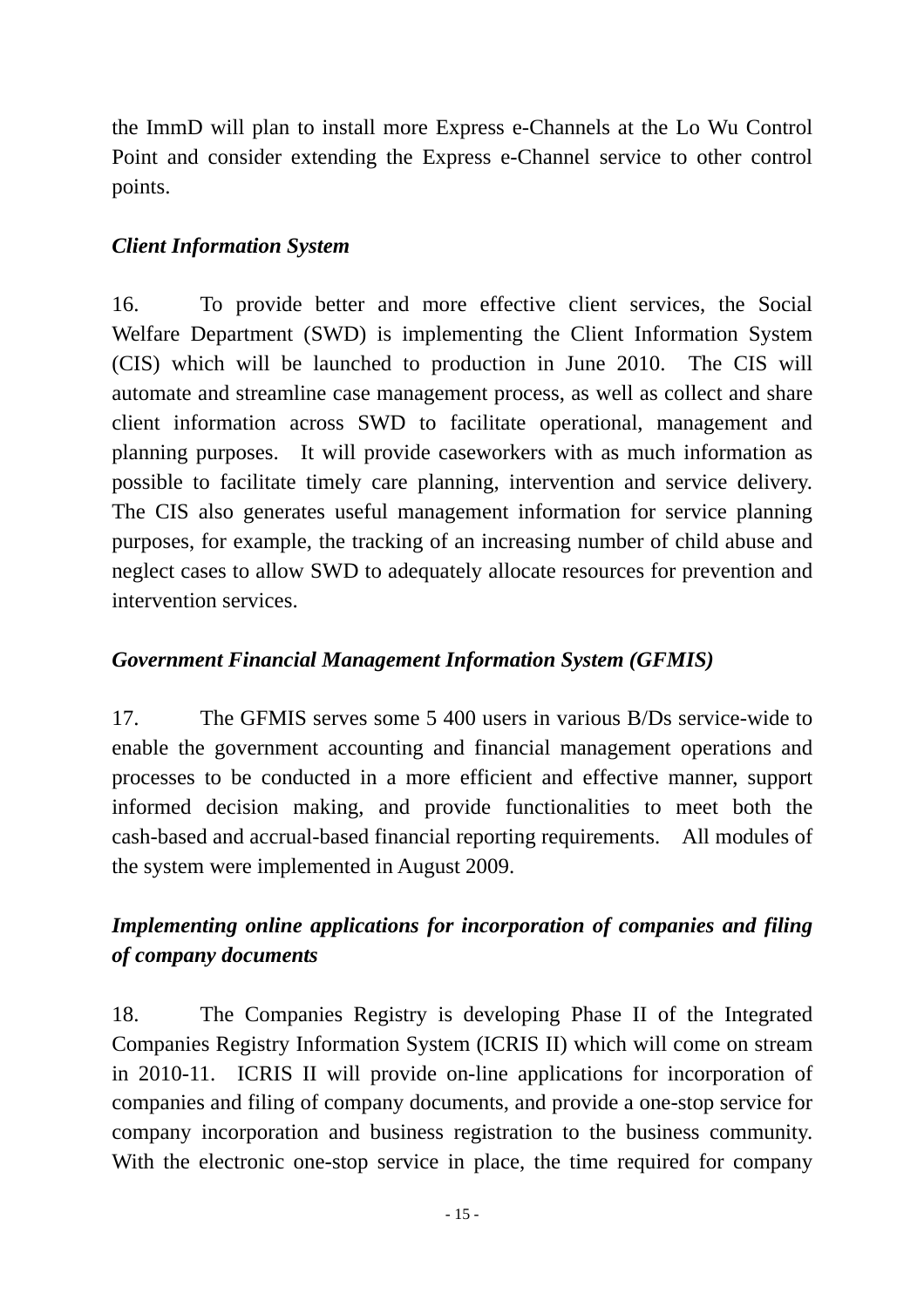the ImmD will plan to install more Express e-Channels at the Lo Wu Control Point and consider extending the Express e-Channel service to other control points.

*Client Information System*

16. To provide better and more effective client services, the Social Welfare Department (SWD) is implementing the Client Information System (CIS) which will be launched to production in June 2010. The CIS will automate and streamline case management process, as well as collect and share client information across SWD to facilitate operational, management and planning purposes. It will provide caseworkers with as much information as possible to facilitate timely care planning, intervention and service delivery. The CIS also generates useful management information for service planning purposes, for example, the tracking of an increasing number of child abuse and neglect cases to allow SWD to adequately allocate resources for prevention and intervention services.

*Government Financial Management Information System (GFMIS)*

17. The GFMIS serves some 5 400 users in various B/Ds service-wide to enable the government accounting and financial management operations and processes to be conducted in a more efficient and effective manner, support informed decision making, and provide functionalities to meet both the cash-based and accrual-based financial reporting requirements. All modules of the system were implemented in August 2009.

*Implementing online applications for incorporation of companies and filing of company documents*

18. The Companies Registry is developing Phase II of the Integrated Companies Registry Information System (ICRIS II) which will come on stream in 2010-11. ICRIS II will provide on-line applications for incorporation of companies and filing of company documents, and provide a one-stop service for company incorporation and business registration to the business community. With the electronic one-stop service in place, the time required for company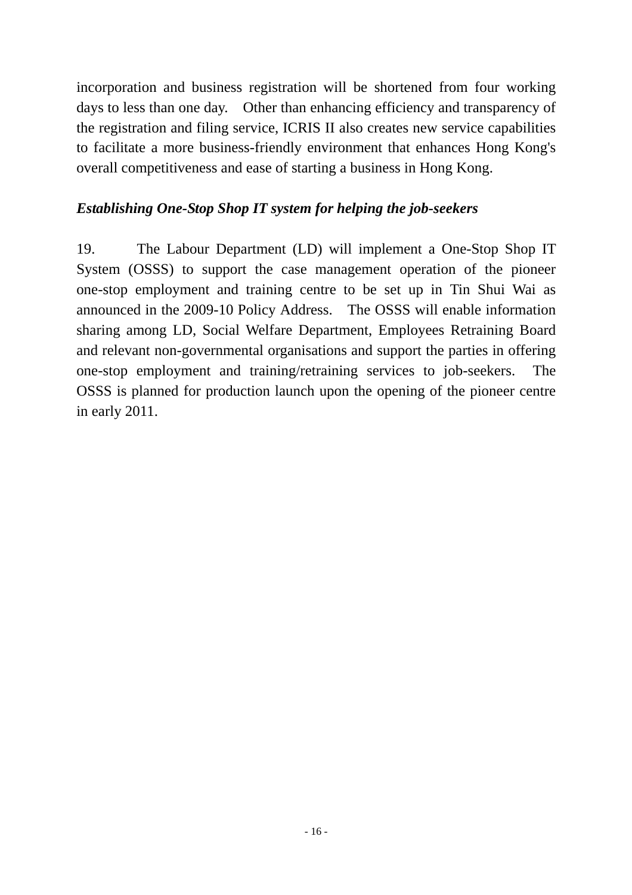incorporation and business registration will be shortened from four working days to less than one day. Other than enhancing efficiency and transparency of the registration and filing service, ICRIS II also creates new service capabilities to facilitate a more business-friendly environment that enhances Hong Kong's overall competitiveness and ease of starting a business in Hong Kong.

***Establishing One-Stop Shop IT system for helping the job-seekers***

19. The Labour Department (LD) will implement a One-Stop Shop IT System (OSSS) to support the case management operation of the pioneer one-stop employment and training centre to be set up in Tin Shui Wai as announced in the 2009-10 Policy Address. The OSSS will enable information sharing among LD, Social Welfare Department, Employees Retraining Board and relevant non-governmental organisations and support the parties in offering one-stop employment and training/retraining services to job-seekers. The OSSS is planned for production launch upon the opening of the pioneer centre in early 2011.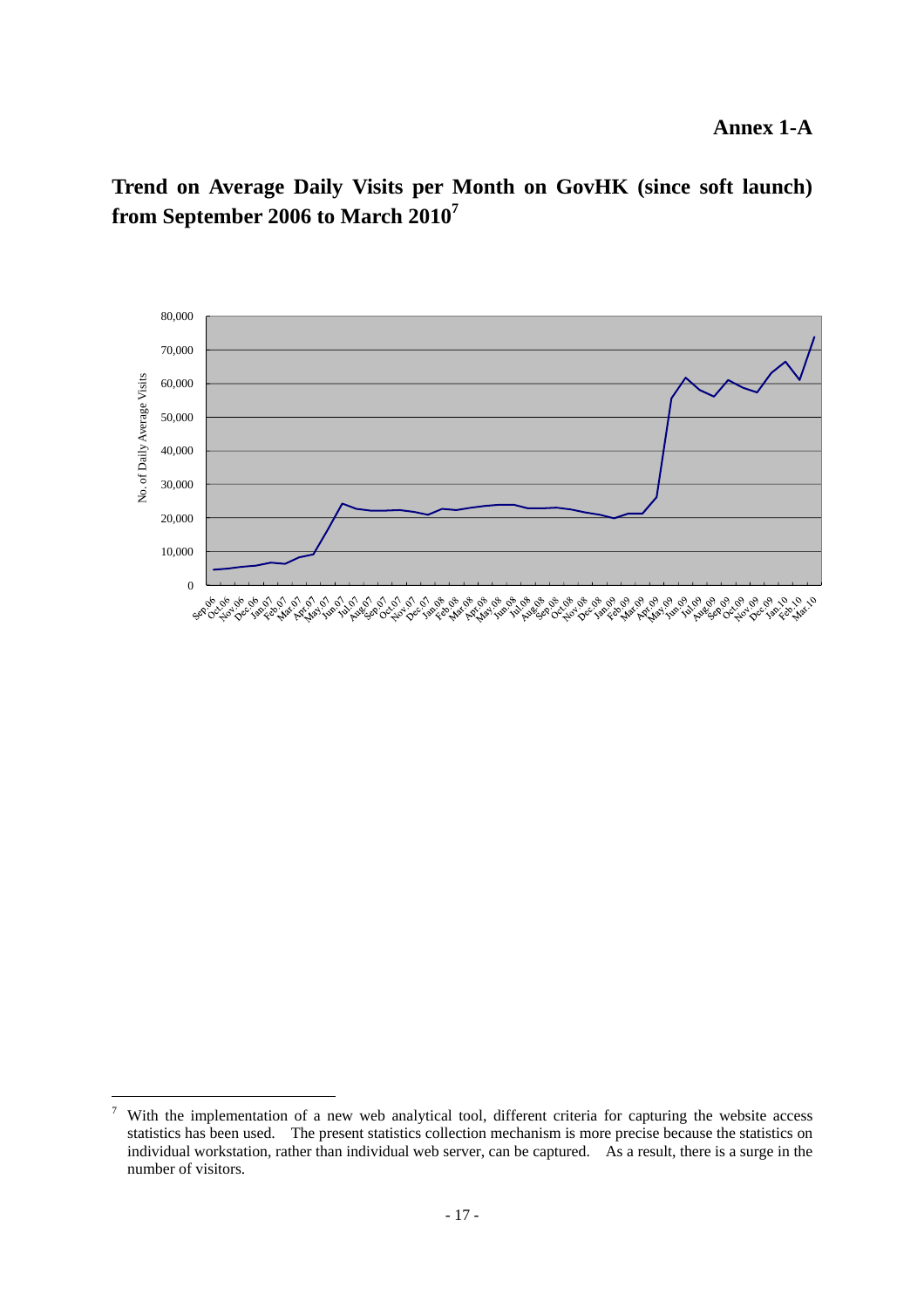**Annex 1-A**

# Trend on Average Daily Visits per Month on GovHK (since soft launch) from September 2006 to March 2010[7]

---

[7] With the implementation of a new web analytical tool, different criteria for capturing the website access statistics has been used. The present statistics collection mechanism is more precise because the statistics on individual workstation, rather than individual web server, can be captured. As a result, there is a surge in the number of visitors.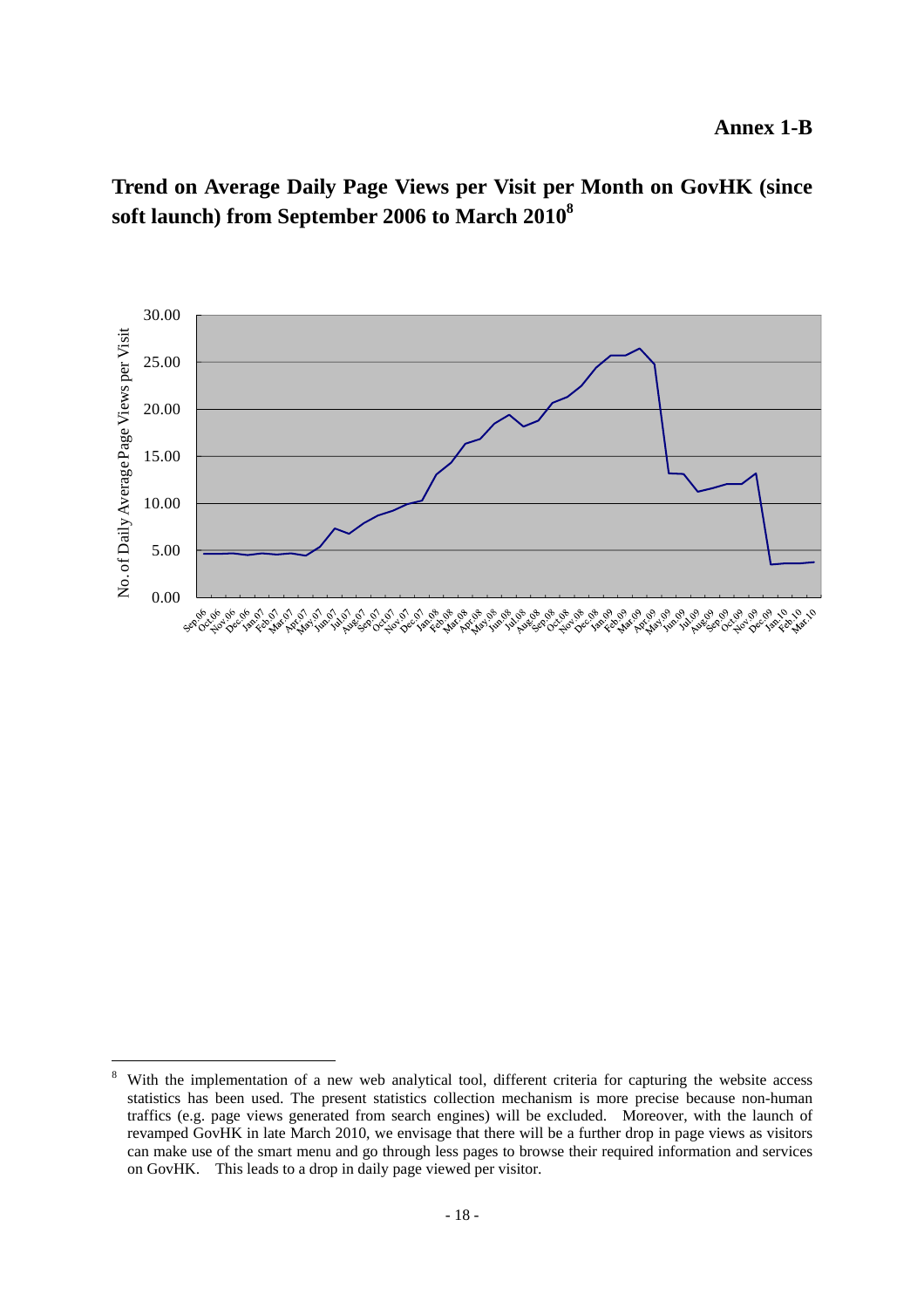**Annex 1-B**

## Trend on Average Daily Page Views per Visit per Month on GovHK (since soft launch) from September 2006 to March 2010[8]

---

[8] With the implementation of a new web analytical tool, different criteria for capturing the website access statistics has been used. The present statistics collection mechanism is more precise because non-human traffics (e.g. page views generated from search engines) will be excluded. Moreover, with the launch of revamped GovHK in late March 2010, we envisage that there will be a further drop in page views as visitors can make use of the smart menu and go through less pages to browse their required information and services on GovHK. This leads to a drop in daily page viewed per visitor.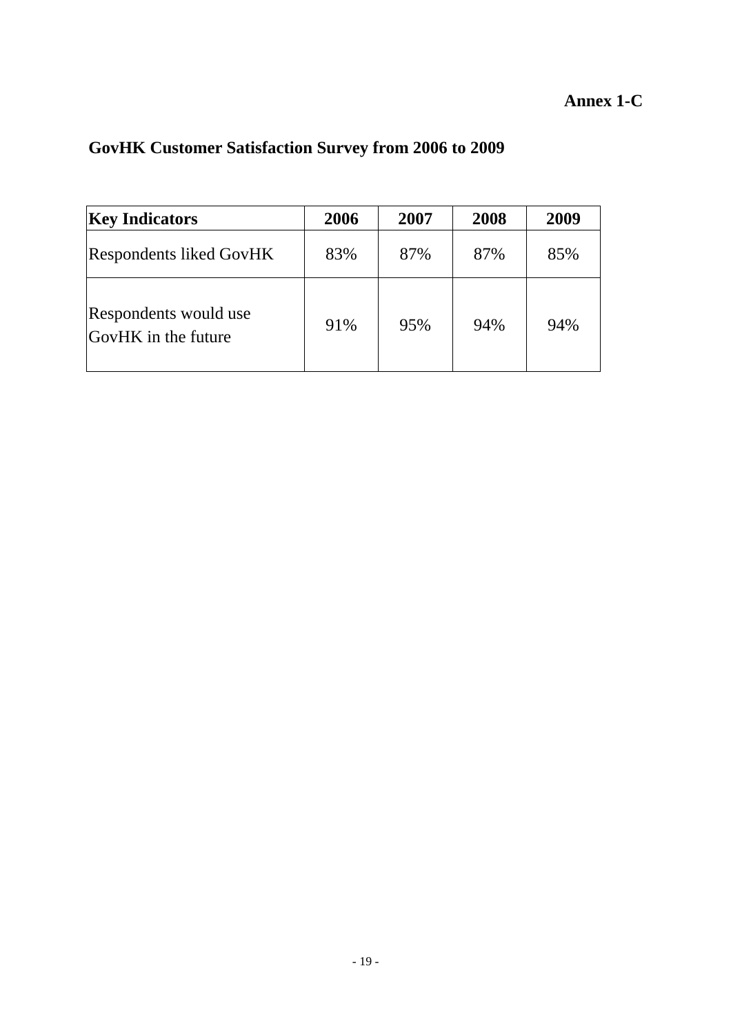**Annex 1-C**

## GovHK Customer Satisfaction Survey from 2006 to 2009

| **Key Indicators** | **2006** | **2007** | **2008** | **2009** |
|---|---|---|---|---|
| Respondents liked GovHK | 83% | 87% | 87% | 85% |
| Respondents would use GovHK in the future | 91% | 95% | 94% | 94% |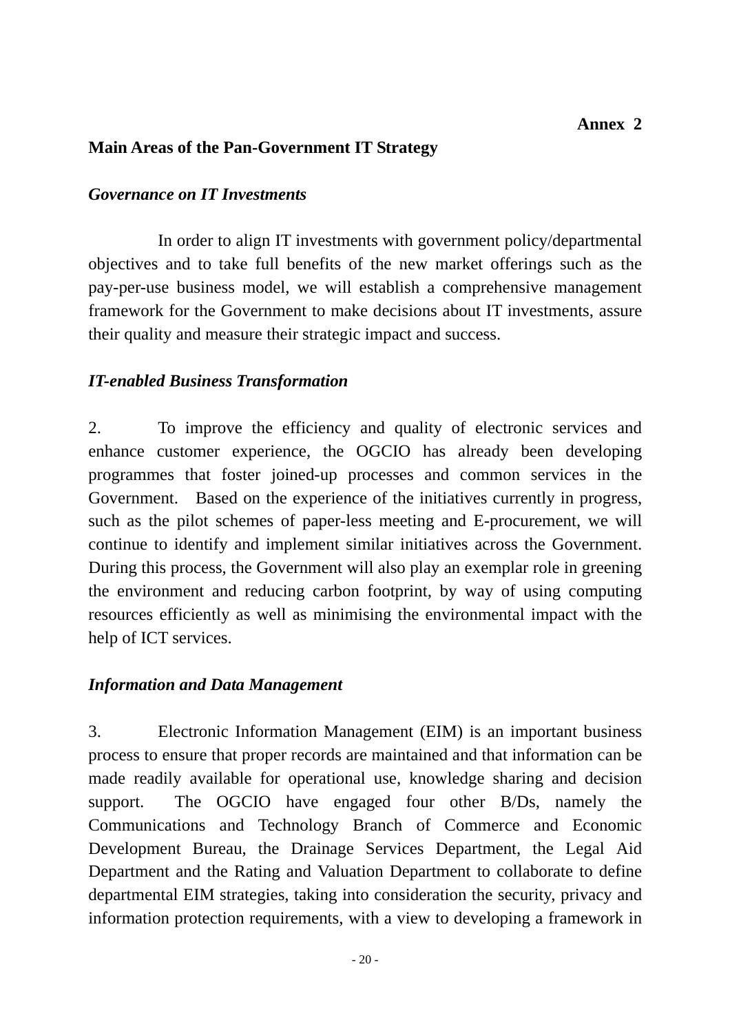**Annex 2**

## Main Areas of the Pan-Government IT Strategy

### *Governance on IT Investments*

In order to align IT investments with government policy/departmental objectives and to take full benefits of the new market offerings such as the pay-per-use business model, we will establish a comprehensive management framework for the Government to make decisions about IT investments, assure their quality and measure their strategic impact and success.

### *IT-enabled Business Transformation*

2. To improve the efficiency and quality of electronic services and enhance customer experience, the OGCIO has already been developing programmes that foster joined-up processes and common services in the Government. Based on the experience of the initiatives currently in progress, such as the pilot schemes of paper-less meeting and E-procurement, we will continue to identify and implement similar initiatives across the Government. During this process, the Government will also play an exemplar role in greening the environment and reducing carbon footprint, by way of using computing resources efficiently as well as minimising the environmental impact with the help of ICT services.

### *Information and Data Management*

3. Electronic Information Management (EIM) is an important business process to ensure that proper records are maintained and that information can be made readily available for operational use, knowledge sharing and decision support. The OGCIO have engaged four other B/Ds, namely the Communications and Technology Branch of Commerce and Economic Development Bureau, the Drainage Services Department, the Legal Aid Department and the Rating and Valuation Department to collaborate to define departmental EIM strategies, taking into consideration the security, privacy and information protection requirements, with a view to developing a framework in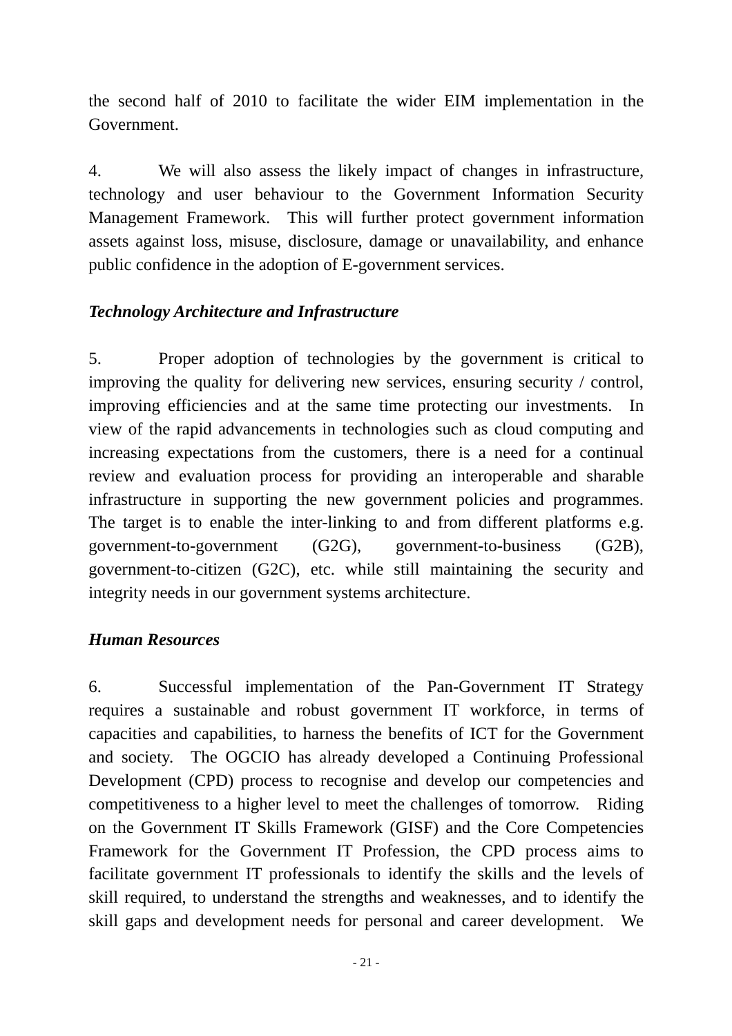the second half of 2010 to facilitate the wider EIM implementation in the Government.

4. We will also assess the likely impact of changes in infrastructure, technology and user behaviour to the Government Information Security Management Framework. This will further protect government information assets against loss, misuse, disclosure, damage or unavailability, and enhance public confidence in the adoption of E-government services.

### *Technology Architecture and Infrastructure*

5. Proper adoption of technologies by the government is critical to improving the quality for delivering new services, ensuring security / control, improving efficiencies and at the same time protecting our investments. In view of the rapid advancements in technologies such as cloud computing and increasing expectations from the customers, there is a need for a continual review and evaluation process for providing an interoperable and sharable infrastructure in supporting the new government policies and programmes. The target is to enable the inter-linking to and from different platforms e.g. government-to-government (G2G), government-to-business (G2B), government-to-citizen (G2C), etc. while still maintaining the security and integrity needs in our government systems architecture.

### *Human Resources*

6. Successful implementation of the Pan-Government IT Strategy requires a sustainable and robust government IT workforce, in terms of capacities and capabilities, to harness the benefits of ICT for the Government and society. The OGCIO has already developed a Continuing Professional Development (CPD) process to recognise and develop our competencies and competitiveness to a higher level to meet the challenges of tomorrow. Riding on the Government IT Skills Framework (GISF) and the Core Competencies Framework for the Government IT Profession, the CPD process aims to facilitate government IT professionals to identify the skills and the levels of skill required, to understand the strengths and weaknesses, and to identify the skill gaps and development needs for personal and career development. We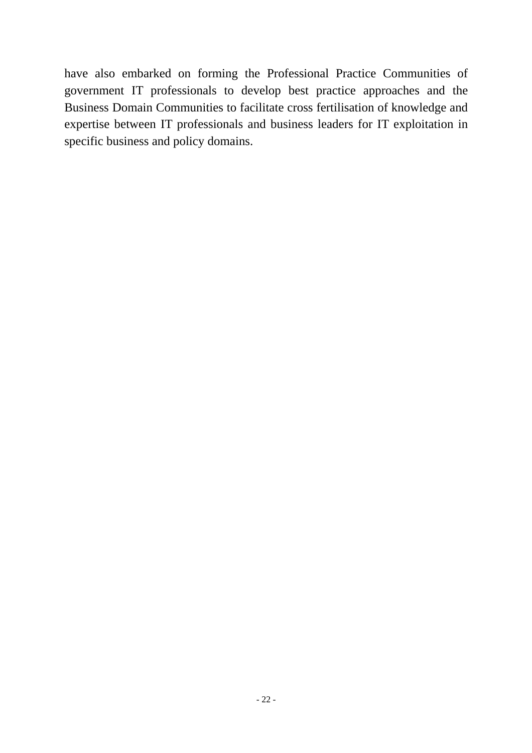have also embarked on forming the Professional Practice Communities of government IT professionals to develop best practice approaches and the Business Domain Communities to facilitate cross fertilisation of knowledge and expertise between IT professionals and business leaders for IT exploitation in specific business and policy domains.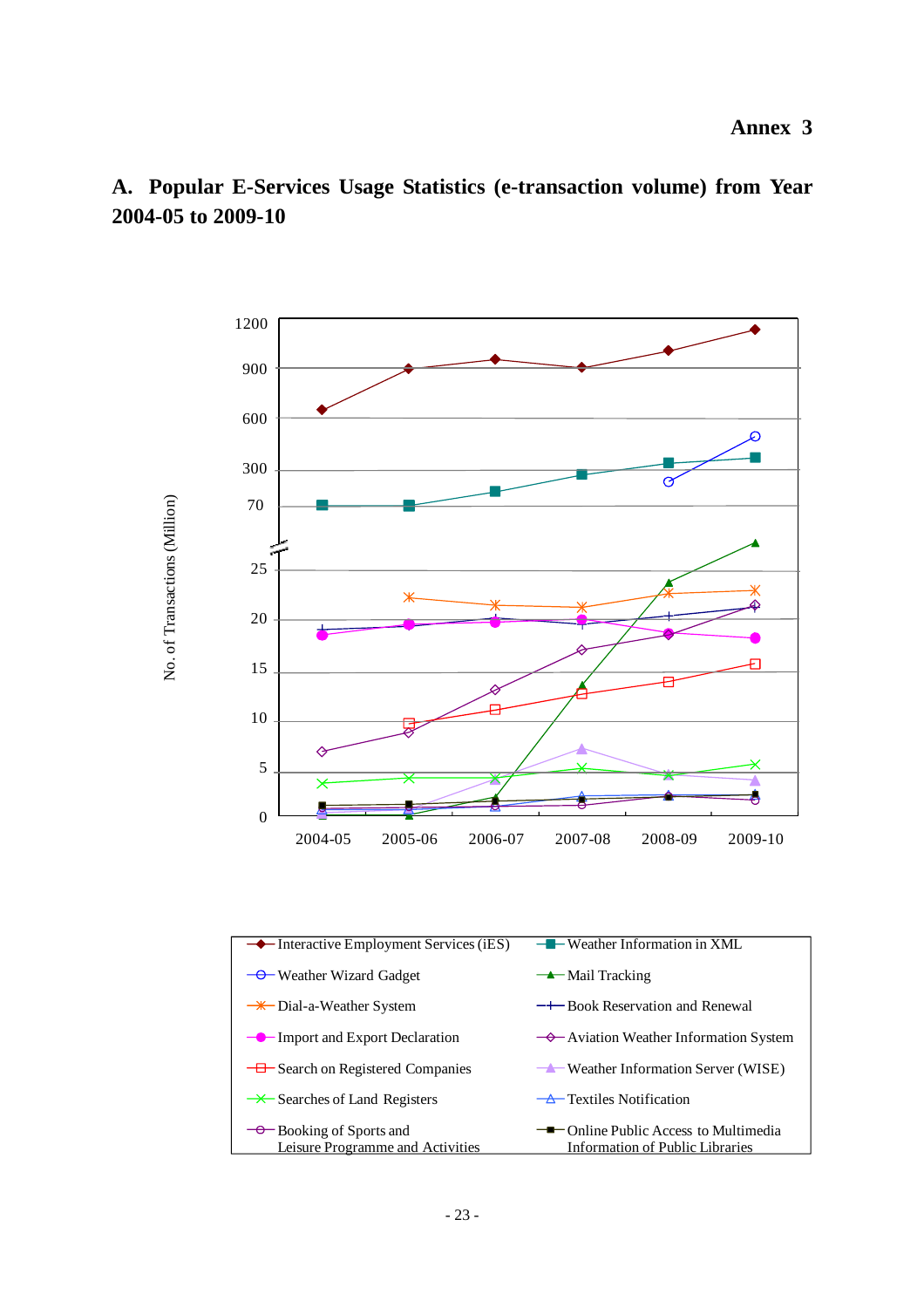**Annex 3**

## A. Popular E-Services Usage Statistics (e-transaction volume) from Year 2004-05 to 2009-10

No. of Transactions (Million)

1200, 900, 600, 300, 70, 25, 20, 15, 10, 5, 0

2004-05 2005-06 2006-07 2007-08 2008-09 2009-10

- Interactive Employment Services (iES)
- Weather Information in XML
- Weather Wizard Gadget
- Mail Tracking
- Dial-a-Weather System
- Book Reservation and Renewal
- Import and Export Declaration
- Aviation Weather Information System
- Search on Registered Companies
- Weather Information Server (WISE)
- Searches of Land Registers
- Textiles Notification
- Booking of Sports and Leisure Programme and Activities
- Online Public Access to Multimedia Information of Public Libraries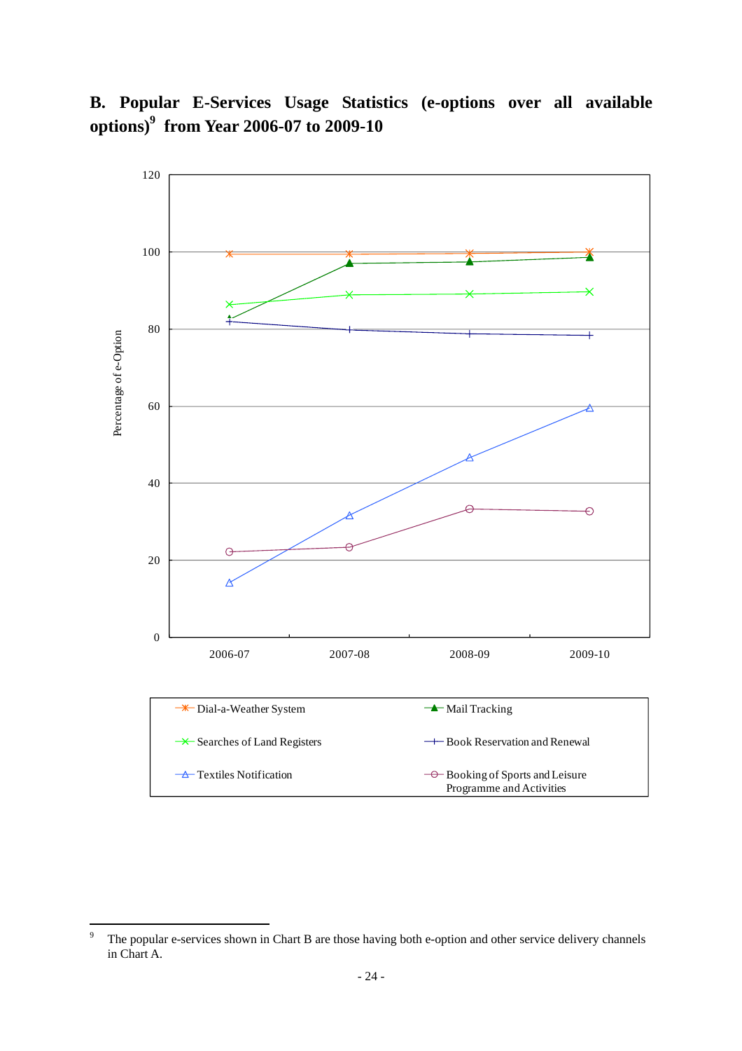## B. Popular E-Services Usage Statistics (e-options over all available options)[9] from Year 2006-07 to 2009-10

Percentage of e-Option

120

100

80

60

40

20

0

2006-07 2007-08 2008-09 2009-10

- Dial-a-Weather System
- Mail Tracking
- Searches of Land Registers
- Book Reservation and Renewal
- Textiles Notification
- Booking of Sports and Leisure Programme and Activities

---

[9] The popular e-services shown in Chart B are those having both e-option and other service delivery channels in Chart A.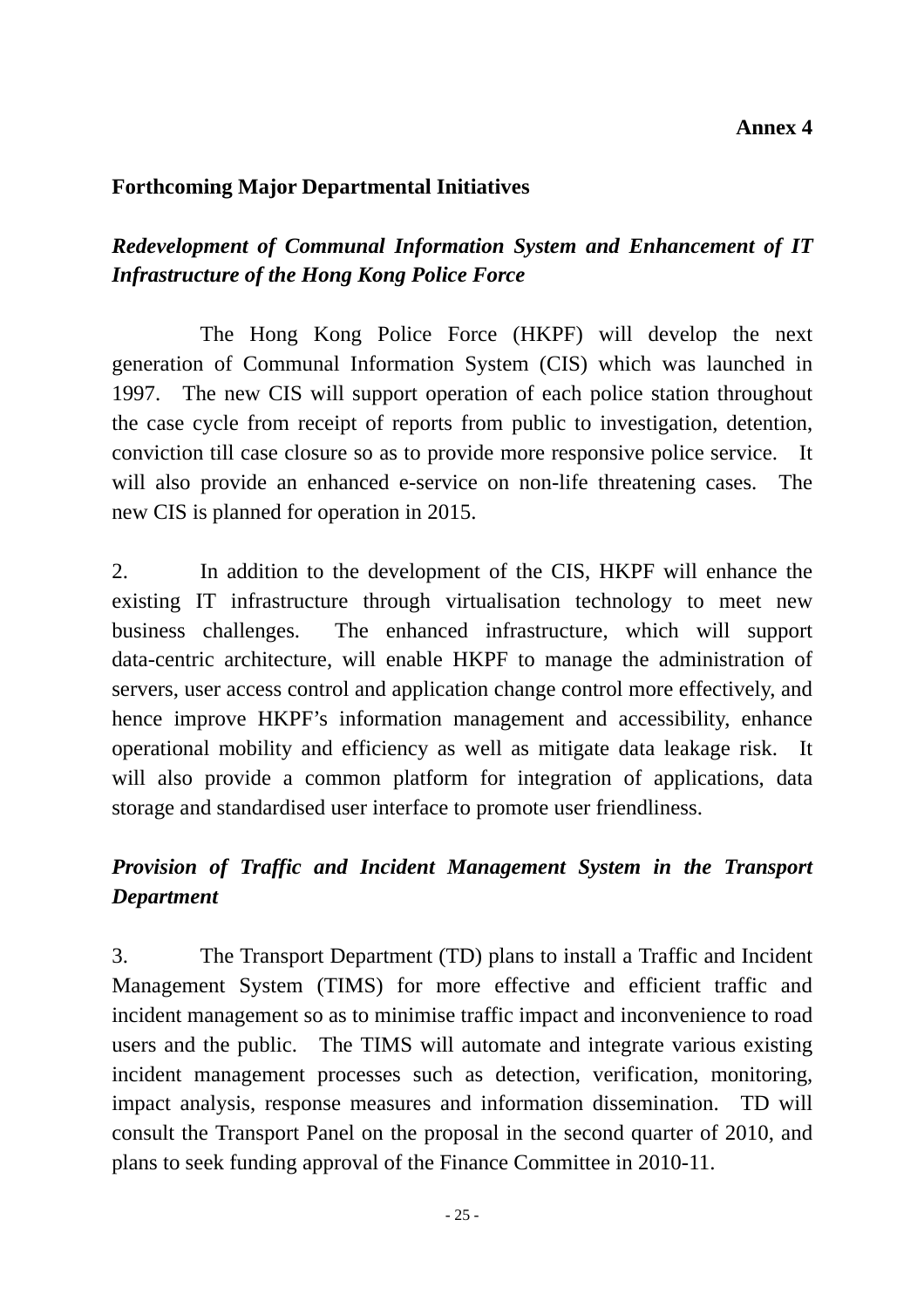**Annex 4**

**Forthcoming Major Departmental Initiatives**

***Redevelopment of Communal Information System and Enhancement of IT Infrastructure of the Hong Kong Police Force***

The Hong Kong Police Force (HKPF) will develop the next generation of Communal Information System (CIS) which was launched in 1997. The new CIS will support operation of each police station throughout the case cycle from receipt of reports from public to investigation, detention, conviction till case closure so as to provide more responsive police service. It will also provide an enhanced e-service on non-life threatening cases. The new CIS is planned for operation in 2015.

2. In addition to the development of the CIS, HKPF will enhance the existing IT infrastructure through virtualisation technology to meet new business challenges. The enhanced infrastructure, which will support data-centric architecture, will enable HKPF to manage the administration of servers, user access control and application change control more effectively, and hence improve HKPF's information management and accessibility, enhance operational mobility and efficiency as well as mitigate data leakage risk. It will also provide a common platform for integration of applications, data storage and standardised user interface to promote user friendliness.

***Provision of Traffic and Incident Management System in the Transport Department***

3. The Transport Department (TD) plans to install a Traffic and Incident Management System (TIMS) for more effective and efficient traffic and incident management so as to minimise traffic impact and inconvenience to road users and the public. The TIMS will automate and integrate various existing incident management processes such as detection, verification, monitoring, impact analysis, response measures and information dissemination. TD will consult the Transport Panel on the proposal in the second quarter of 2010, and plans to seek funding approval of the Finance Committee in 2010-11.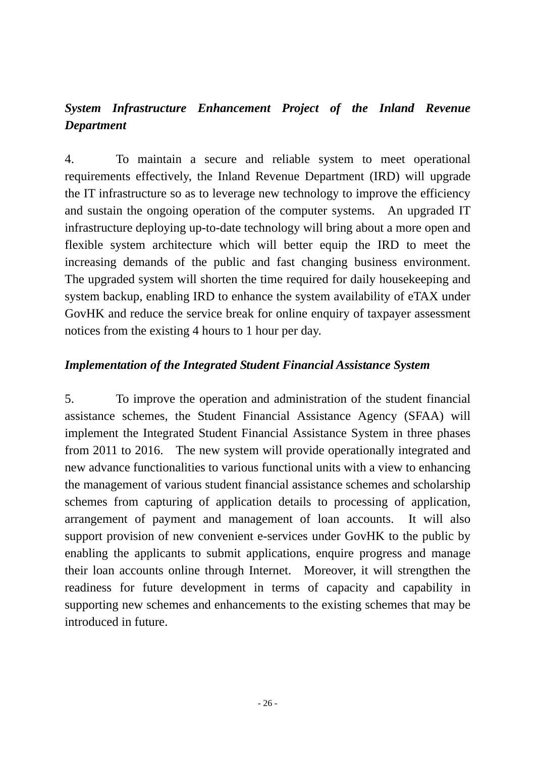***System Infrastructure Enhancement Project of the Inland Revenue Department***

4. To maintain a secure and reliable system to meet operational requirements effectively, the Inland Revenue Department (IRD) will upgrade the IT infrastructure so as to leverage new technology to improve the efficiency and sustain the ongoing operation of the computer systems. An upgraded IT infrastructure deploying up-to-date technology will bring about a more open and flexible system architecture which will better equip the IRD to meet the increasing demands of the public and fast changing business environment. The upgraded system will shorten the time required for daily housekeeping and system backup, enabling IRD to enhance the system availability of eTAX under GovHK and reduce the service break for online enquiry of taxpayer assessment notices from the existing 4 hours to 1 hour per day.

***Implementation of the Integrated Student Financial Assistance System***

5. To improve the operation and administration of the student financial assistance schemes, the Student Financial Assistance Agency (SFAA) will implement the Integrated Student Financial Assistance System in three phases from 2011 to 2016. The new system will provide operationally integrated and new advance functionalities to various functional units with a view to enhancing the management of various student financial assistance schemes and scholarship schemes from capturing of application details to processing of application, arrangement of payment and management of loan accounts. It will also support provision of new convenient e-services under GovHK to the public by enabling the applicants to submit applications, enquire progress and manage their loan accounts online through Internet. Moreover, it will strengthen the readiness for future development in terms of capacity and capability in supporting new schemes and enhancements to the existing schemes that may be introduced in future.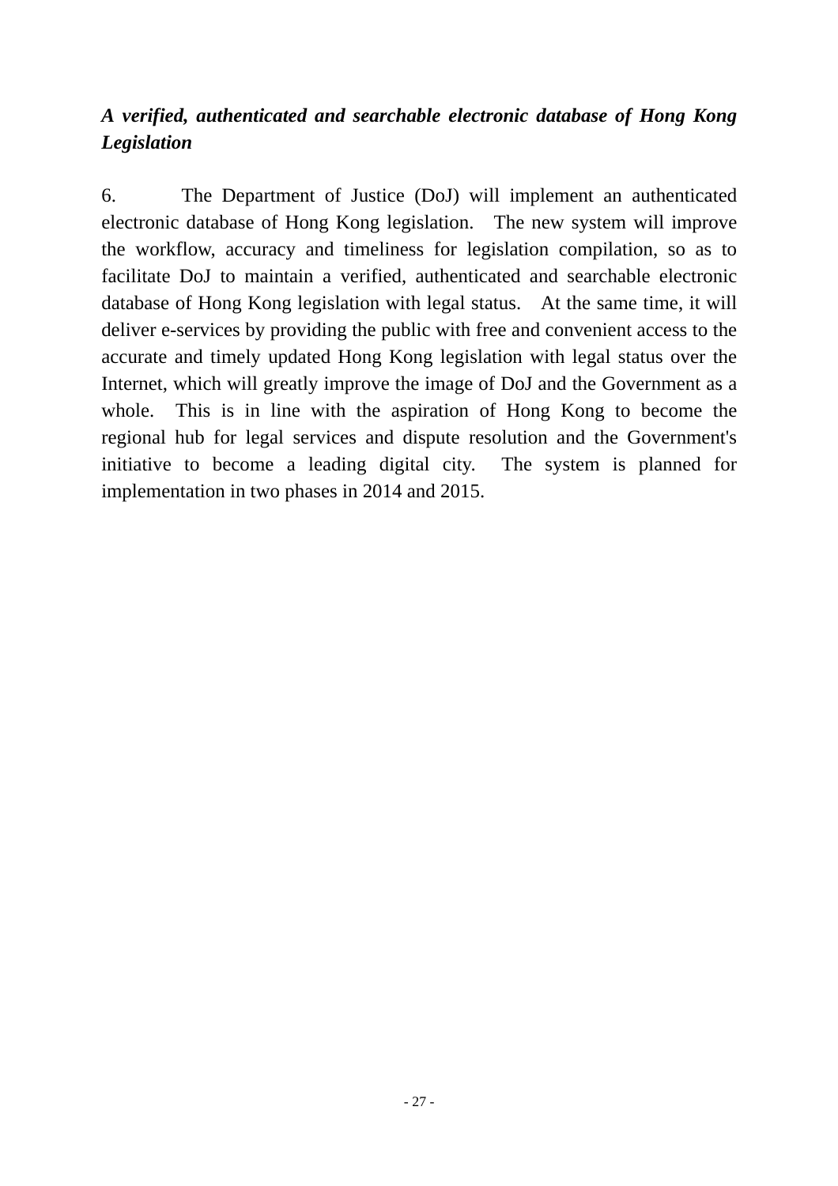***A verified, authenticated and searchable electronic database of Hong Kong Legislation***

6. The Department of Justice (DoJ) will implement an authenticated electronic database of Hong Kong legislation. The new system will improve the workflow, accuracy and timeliness for legislation compilation, so as to facilitate DoJ to maintain a verified, authenticated and searchable electronic database of Hong Kong legislation with legal status. At the same time, it will deliver e-services by providing the public with free and convenient access to the accurate and timely updated Hong Kong legislation with legal status over the Internet, which will greatly improve the image of DoJ and the Government as a whole. This is in line with the aspiration of Hong Kong to become the regional hub for legal services and dispute resolution and the Government's initiative to become a leading digital city. The system is planned for implementation in two phases in 2014 and 2015.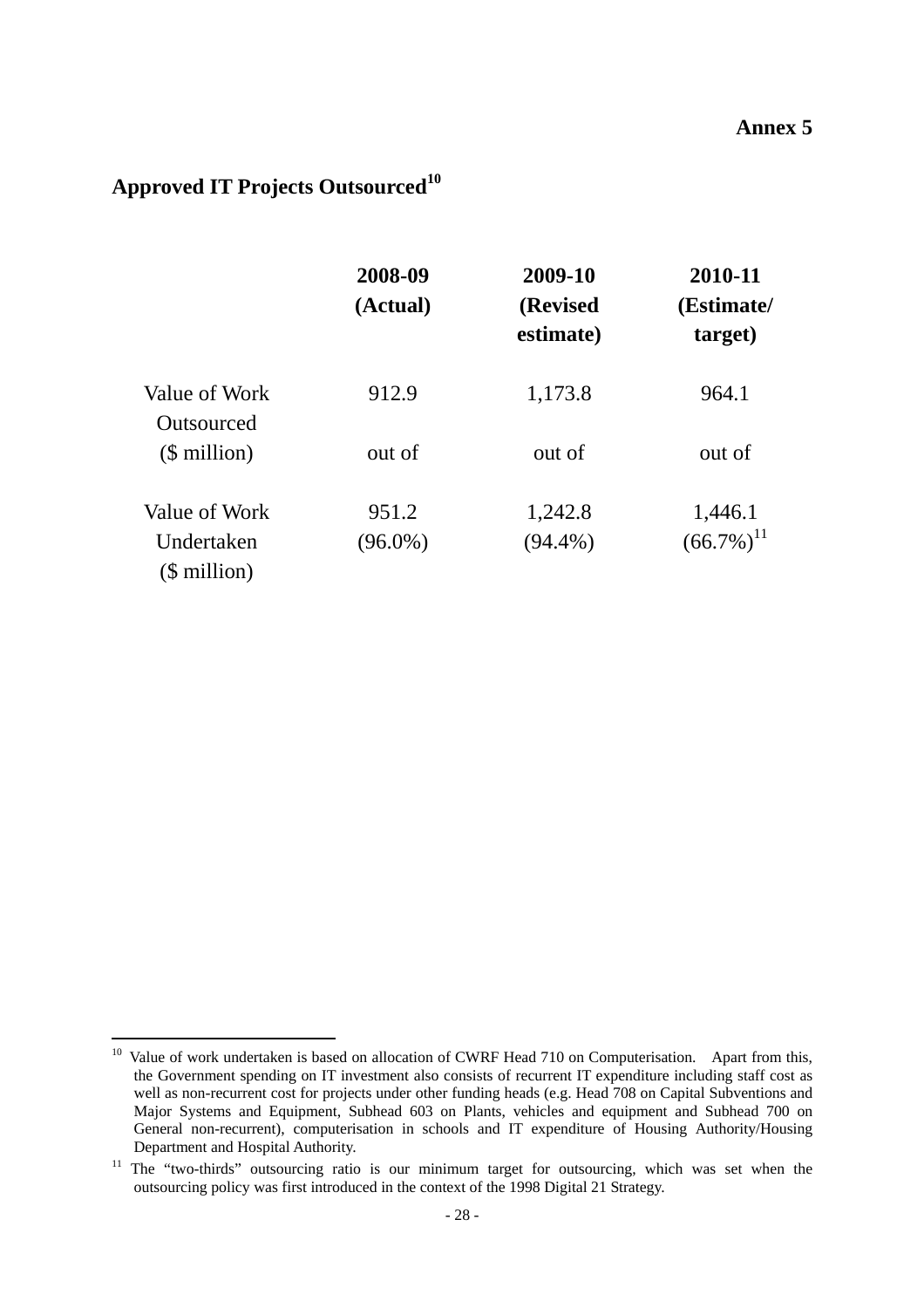**Annex 5**

## Approved IT Projects Outsourced[10]

| | 2008-09 (Actual) | 2009-10 (Revised estimate) | 2010-11 (Estimate/ target) |
|---|---|---|---|
| Value of Work Outsourced ($ million) | 912.9 | 1,173.8 | 964.1 |
| | out of | out of | out of |
| Value of Work Undertaken ($ million) | 951.2 (96.0%) | 1,242.8 (94.4%) | 1,446.1 (66.7%)[11] |

---

[10] Value of work undertaken is based on allocation of CWRF Head 710 on Computerisation. Apart from this, the Government spending on IT investment also consists of recurrent IT expenditure including staff cost as well as non-recurrent cost for projects under other funding heads (e.g. Head 708 on Capital Subventions and Major Systems and Equipment, Subhead 603 on Plants, vehicles and equipment and Subhead 700 on General non-recurrent), computerisation in schools and IT expenditure of Housing Authority/Housing Department and Hospital Authority.

[11] The "two-thirds" outsourcing ratio is our minimum target for outsourcing, which was set when the outsourcing policy was first introduced in the context of the 1998 Digital 21 Strategy.